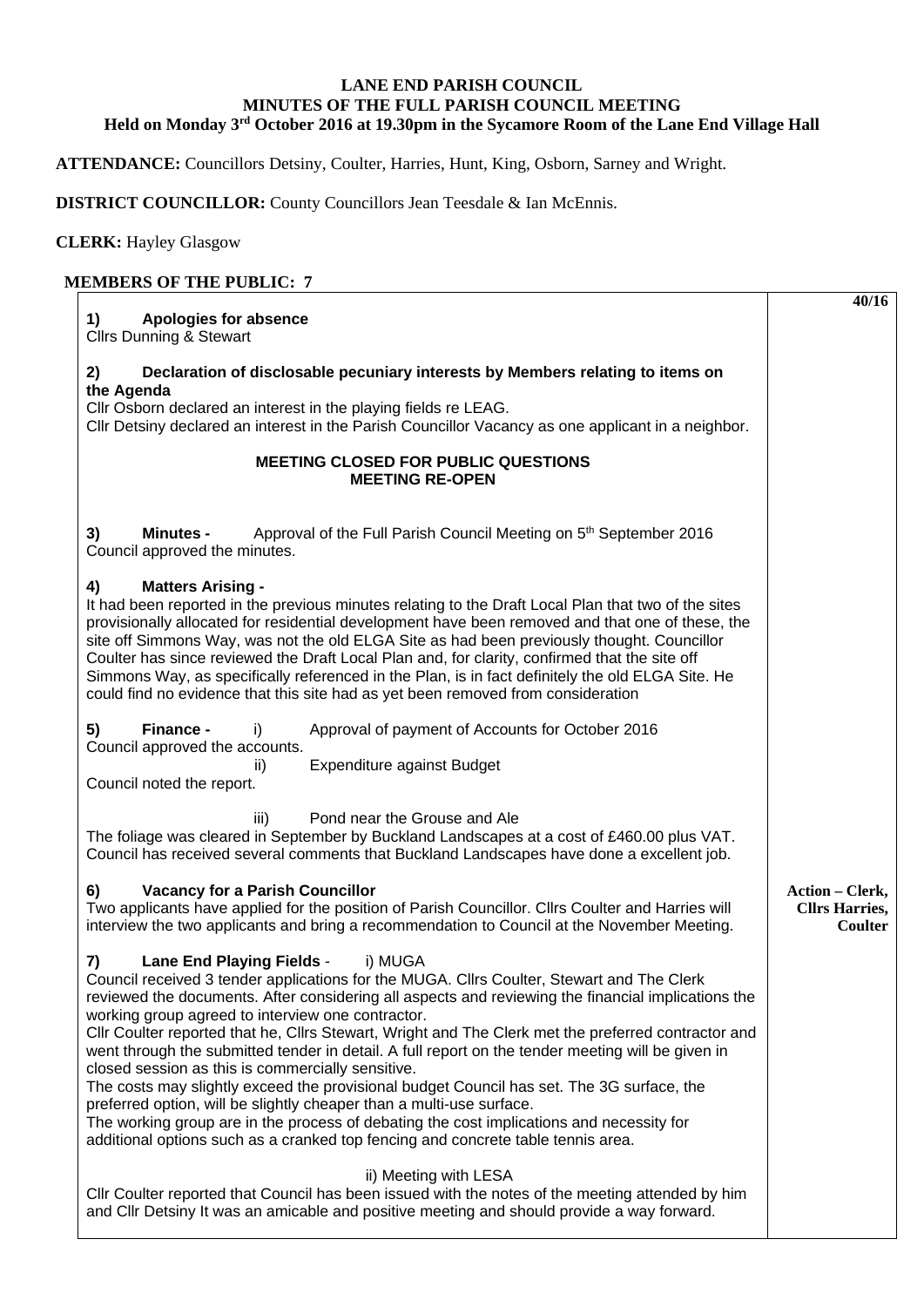**LANE END PARISH COUNCIL**
**MINUTES OF THE FULL PARISH COUNCIL MEETING**
**Held on Monday 3rd October 2016 at 19.30pm in the Sycamore Room of the Lane End Village Hall**

**ATTENDANCE:** Councillors Detsiny, Coulter, Harries, Hunt, King, Osborn, Sarney and Wright.

**DISTRICT COUNCILLOR:** County Councillors Jean Teesdale & Ian McEnnis.

**CLERK:** Hayley Glasgow

**MEMBERS OF THE PUBLIC: 7**

**40/16**

**1) Apologies for absence**
Cllrs Dunning & Stewart

**2) Declaration of disclosable pecuniary interests by Members relating to items on the Agenda**
Cllr Osborn declared an interest in the playing fields re LEAG.
Cllr Detsiny declared an interest in the Parish Councillor Vacancy as one applicant in a neighbor.

**MEETING CLOSED FOR PUBLIC QUESTIONS**
**MEETING RE-OPEN**

**3) Minutes -** Approval of the Full Parish Council Meeting on 5th September 2016
Council approved the minutes.

**4) Matters Arising -**
It had been reported in the previous minutes relating to the Draft Local Plan that two of the sites provisionally allocated for residential development have been removed and that one of these, the site off Simmons Way, was not the old ELGA Site as had been previously thought. Councillor Coulter has since reviewed the Draft Local Plan and, for clarity, confirmed that the site off Simmons Way, as specifically referenced in the Plan, is in fact definitely the old ELGA Site. He could find no evidence that this site had as yet been removed from consideration

**5) Finance -** i) Approval of payment of Accounts for October 2016
Council approved the accounts.

ii) Expenditure against Budget
Council noted the report.

iii) Pond near the Grouse and Ale
The foliage was cleared in September by Buckland Landscapes at a cost of £460.00 plus VAT. Council has received several comments that Buckland Landscapes have done a excellent job.

**6) Vacancy for a Parish Councillor**
Two applicants have applied for the position of Parish Councillor. Cllrs Coulter and Harries will interview the two applicants and bring a recommendation to Council at the November Meeting.

**Action – Clerk, Cllrs Harries, Coulter**

**7) Lane End Playing Fields** - i) MUGA
Council received 3 tender applications for the MUGA. Cllrs Coulter, Stewart and The Clerk reviewed the documents. After considering all aspects and reviewing the financial implications the working group agreed to interview one contractor.
Cllr Coulter reported that he, Cllrs Stewart, Wright and The Clerk met the preferred contractor and went through the submitted tender in detail. A full report on the tender meeting will be given in closed session as this is commercially sensitive.
The costs may slightly exceed the provisional budget Council has set. The 3G surface, the preferred option, will be slightly cheaper than a multi-use surface.
The working group are in the process of debating the cost implications and necessity for additional options such as a cranked top fencing and concrete table tennis area.

ii) Meeting with LESA
Cllr Coulter reported that Council has been issued with the notes of the meeting attended by him and Cllr Detsiny It was an amicable and positive meeting and should provide a way forward.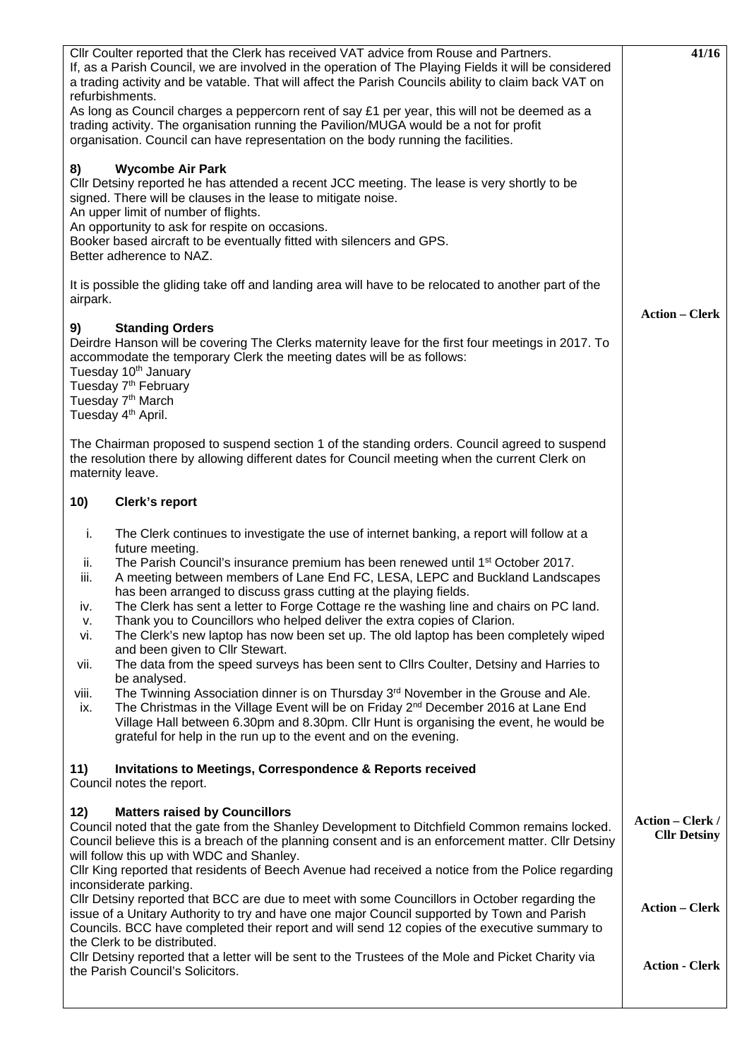Cllr Coulter reported that the Clerk has received VAT advice from Rouse and Partners.
If, as a Parish Council, we are involved in the operation of The Playing Fields it will be considered a trading activity and be vatable. That will affect the Parish Councils ability to claim back VAT on refurbishments.
As long as Council charges a peppercorn rent of say £1 per year, this will not be deemed as a trading activity. The organisation running the Pavilion/MUGA would be a not for profit organisation. Council can have representation on the body running the facilities.

**41/16**

## 8) Wycombe Air Park

Cllr Detsiny reported he has attended a recent JCC meeting. The lease is very shortly to be signed. There will be clauses in the lease to mitigate noise.
An upper limit of number of flights.
An opportunity to ask for respite on occasions.
Booker based aircraft to be eventually fitted with silencers and GPS.
Better adherence to NAZ.

It is possible the gliding take off and landing area will have to be relocated to another part of the airpark.

**Action – Clerk**

## 9) Standing Orders

Deirdre Hanson will be covering The Clerks maternity leave for the first four meetings in 2017. To accommodate the temporary Clerk the meeting dates will be as follows:
Tuesday 10th January
Tuesday 7th February
Tuesday 7th March
Tuesday 4th April.

The Chairman proposed to suspend section 1 of the standing orders. Council agreed to suspend the resolution there by allowing different dates for Council meeting when the current Clerk on maternity leave.

## 10) Clerk's report

i. The Clerk continues to investigate the use of internet banking, a report will follow at a future meeting.
ii. The Parish Council's insurance premium has been renewed until 1st October 2017.
iii. A meeting between members of Lane End FC, LESA, LEPC and Buckland Landscapes has been arranged to discuss grass cutting at the playing fields.
iv. The Clerk has sent a letter to Forge Cottage re the washing line and chairs on PC land.
v. Thank you to Councillors who helped deliver the extra copies of Clarion.
vi. The Clerk's new laptop has now been set up. The old laptop has been completely wiped and been given to Cllr Stewart.
vii. The data from the speed surveys has been sent to Cllrs Coulter, Detsiny and Harries to be analysed.
viii. The Twinning Association dinner is on Thursday 3rd November in the Grouse and Ale.
ix. The Christmas in the Village Event will be on Friday 2nd December 2016 at Lane End Village Hall between 6.30pm and 8.30pm. Cllr Hunt is organising the event, he would be grateful for help in the run up to the event and on the evening.

## 11) Invitations to Meetings, Correspondence & Reports received

Council notes the report.

## 12) Matters raised by Councillors

Council noted that the gate from the Shanley Development to Ditchfield Common remains locked. Council believe this is a breach of the planning consent and is an enforcement matter. Cllr Detsiny will follow this up with WDC and Shanley.

**Action – Clerk / Cllr Detsiny**

Cllr King reported that residents of Beech Avenue had received a notice from the Police regarding inconsiderate parking.
Cllr Detsiny reported that BCC are due to meet with some Councillors in October regarding the issue of a Unitary Authority to try and have one major Council supported by Town and Parish Councils. BCC have completed their report and will send 12 copies of the executive summary to the Clerk to be distributed.

**Action – Clerk**

Cllr Detsiny reported that a letter will be sent to the Trustees of the Mole and Picket Charity via the Parish Council's Solicitors.

**Action - Clerk**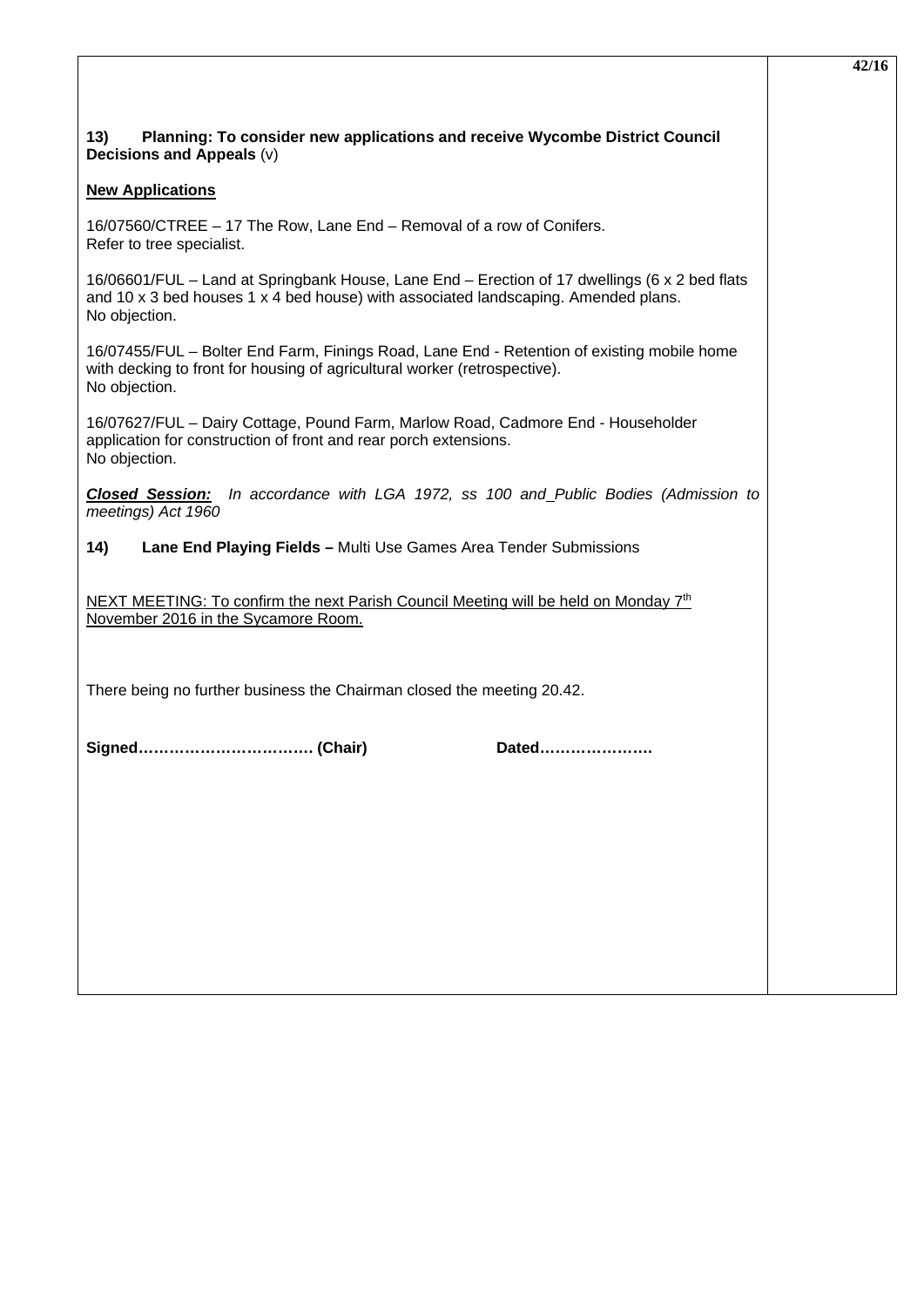**13) Planning: To consider new applications and receive Wycombe District Council Decisions and Appeals** (v)

**New Applications**

16/07560/CTREE – 17 The Row, Lane End – Removal of a row of Conifers.
Refer to tree specialist.

16/06601/FUL – Land at Springbank House, Lane End – Erection of 17 dwellings (6 x 2 bed flats and 10 x 3 bed houses 1 x 4 bed house) with associated landscaping. Amended plans.
No objection.

16/07455/FUL – Bolter End Farm, Finings Road, Lane End - Retention of existing mobile home with decking to front for housing of agricultural worker (retrospective).
No objection.

16/07627/FUL – Dairy Cottage, Pound Farm, Marlow Road, Cadmore End - Householder application for construction of front and rear porch extensions.
No objection.

***Closed Session:*** *In accordance with LGA 1972, ss 100 and Public Bodies (Admission to meetings) Act 1960*

**14) Lane End Playing Fields –** Multi Use Games Area Tender Submissions

NEXT MEETING: To confirm the next Parish Council Meeting will be held on Monday 7th November 2016 in the Sycamore Room.

There being no further business the Chairman closed the meeting 20.42.

**Signed…………………………… (Chair) Dated………………….**